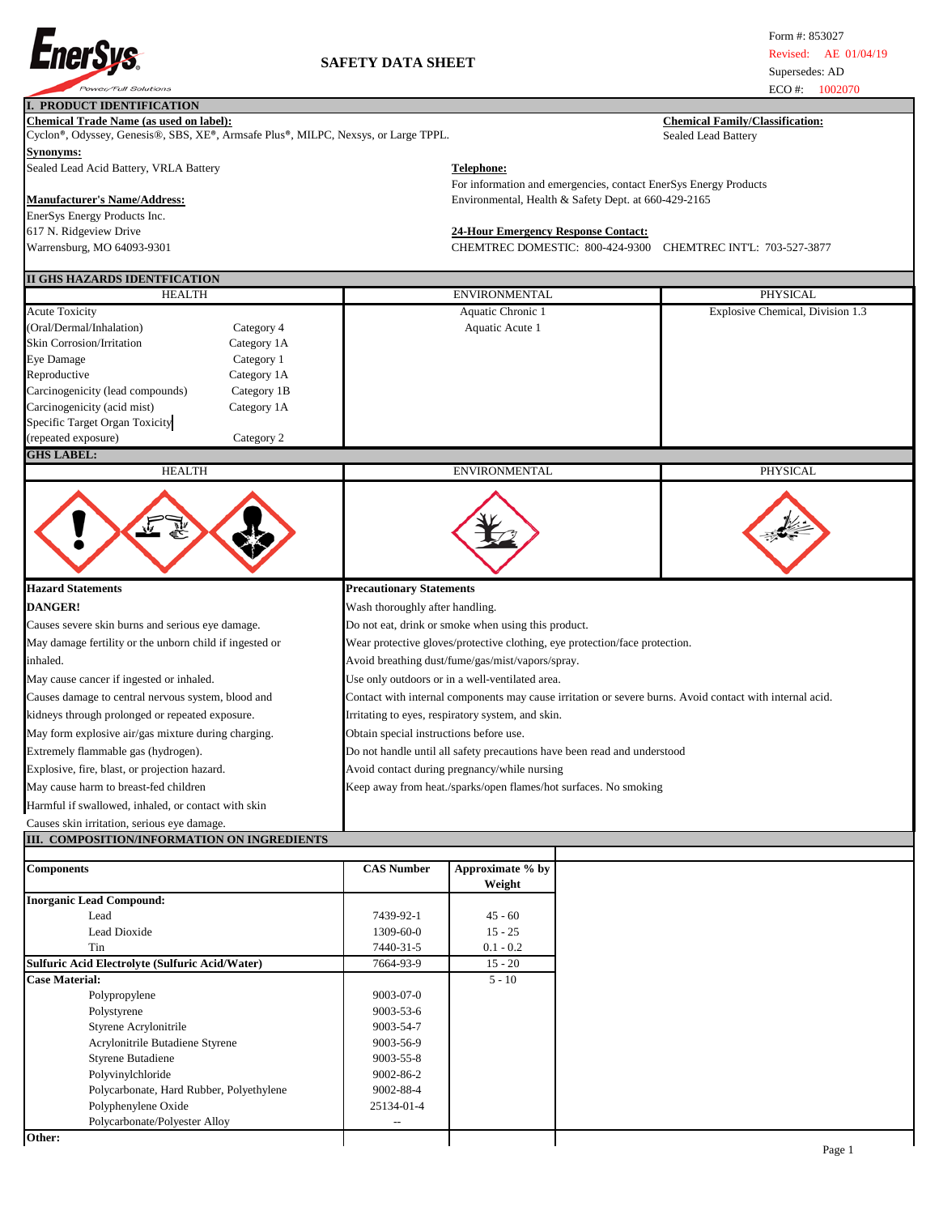EnerSys® Power/Full Solutions

# SAFETY DATA SHEET

Form #: 853027
Revised: AE 01/04/19
Supersedes: AD
ECO #: 1002070

## I. PRODUCT IDENTIFICATION

**Chemical Trade Name (as used on label):**
Cyclon®, Odyssey, Genesis®, SBS, XE®, Armsafe Plus®, MILPC, Nexsys, or Large TPPL.

**Chemical Family/Classification:**
Sealed Lead Battery

**Synonyms:**
Sealed Lead Acid Battery, VRLA Battery

**Telephone:**
For information and emergencies, contact EnerSys Energy Products Environmental, Health & Safety Dept. at 660-429-2165

**Manufacturer's Name/Address:**
EnerSys Energy Products Inc.
617 N. Ridgeview Drive
Warrensburg, MO 64093-9301

**24-Hour Emergency Response Contact:**
CHEMTREC DOMESTIC: 800-424-9300 CHEMTREC INT'L: 703-527-3877

## II GHS HAZARDS IDENTFICATION

| HEALTH | | ENVIRONMENTAL | PHYSICAL |
|---|---|---|---|
| Acute Toxicity (Oral/Dermal/Inhalation) | Category 4 | Aquatic Chronic 1 | Explosive Chemical, Division 1.3 |
| Skin Corrosion/Irritation | Category 1A | Aquatic Acute 1 | |
| Eye Damage | Category 1 | | |
| Reproductive | Category 1A | | |
| Carcinogenicity (lead compounds) | Category 1B | | |
| Carcinogenicity (acid mist) | Category 1A | | |
| Specific Target Organ Toxicity (repeated exposure) | Category 2 | | |

**GHS LABEL:**

| HEALTH | ENVIRONMENTAL | PHYSICAL |
|---|---|---|
| | | |

| Hazard Statements | Precautionary Statements |
|---|---|
| **DANGER!** | Wash thoroughly after handling. |
| Causes severe skin burns and serious eye damage. | Do not eat, drink or smoke when using this product. |
| May damage fertility or the unborn child if ingested or inhaled. | Wear protective gloves/protective clothing, eye protection/face protection. |
| May cause cancer if ingested or inhaled. | Avoid breathing dust/fume/gas/mist/vapors/spray. |
| Causes damage to central nervous system, blood and kidneys through prolonged or repeated exposure. | Use only outdoors or in a well-ventilated area. |
| May form explosive air/gas mixture during charging. | Contact with internal components may cause irritation or severe burns. Avoid contact with internal acid. |
| Extremely flammable gas (hydrogen). | Irritating to eyes, respiratory system, and skin. |
| Explosive, fire, blast, or projection hazard. | Obtain special instructions before use. |
| May cause harm to breast-fed children | Do not handle until all safety precautions have been read and understood |
| Harmful if swallowed, inhaled, or contact with skin | Avoid contact during pregnancy/while nursing |
| Causes skin irritation, serious eye damage. | Keep away from heat./sparks/open flames/hot surfaces. No smoking |

## III. COMPOSITION/INFORMATION ON INGREDIENTS

| Components | CAS Number | Approximate % by Weight |
|---|---|---|
| **Inorganic Lead Compound:** | | |
| Lead | 7439-92-1 | 45 - 60 |
| Lead Dioxide | 1309-60-0 | 15 - 25 |
| Tin | 7440-31-5 | 0.1 - 0.2 |
| **Sulfuric Acid Electrolyte (Sulfuric Acid/Water)** | 7664-93-9 | 15 - 20 |
| **Case Material:** | | 5 - 10 |
| Polypropylene | 9003-07-0 | |
| Polystyrene | 9003-53-6 | |
| Styrene Acrylonitrile | 9003-54-7 | |
| Acrylonitrile Butadiene Styrene | 9003-56-9 | |
| Styrene Butadiene | 9003-55-8 | |
| Polyvinylchloride | 9002-86-2 | |
| Polycarbonate, Hard Rubber, Polyethylene | 9002-88-4 | |
| Polyphenylene Oxide | 25134-01-4 | |
| Polycarbonate/Polyester Alloy | -- | |
| **Other:** | | |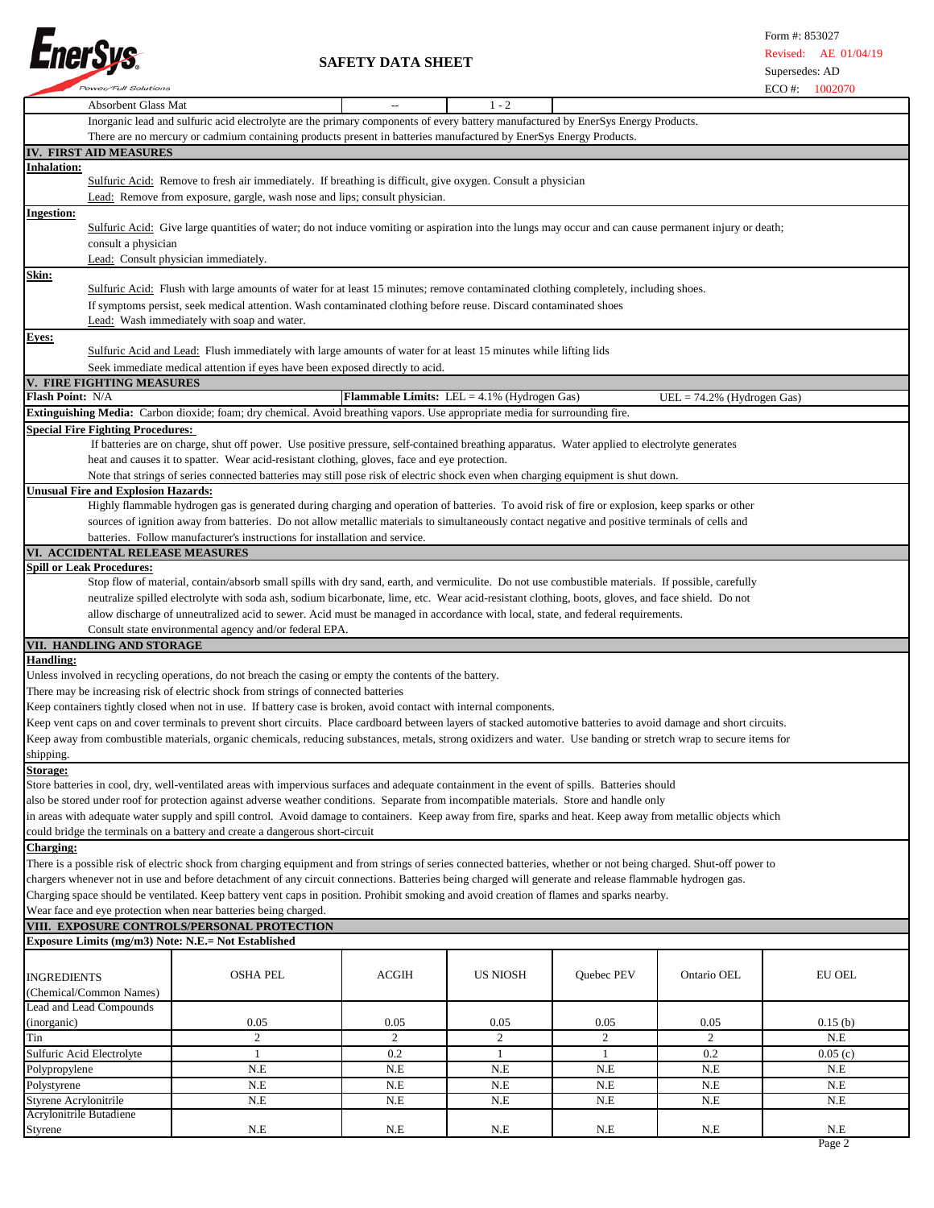| Absorbent Glass Mat | -- | 1 - 2 |
|---|---|---|

Inorganic lead and sulfuric acid electrolyte are the primary components of every battery manufactured by EnerSys Energy Products.
There are no mercury or cadmium containing products present in batteries manufactured by EnerSys Energy Products.

## IV. FIRST AID MEASURES

**Inhalation:**

Sulfuric Acid: Remove to fresh air immediately. If breathing is difficult, give oxygen. Consult a physician

Lead: Remove from exposure, gargle, wash nose and lips; consult physician.

**Ingestion:**

Sulfuric Acid: Give large quantities of water; do not induce vomiting or aspiration into the lungs may occur and can cause permanent injury or death; consult a physician

Lead: Consult physician immediately.

**Skin:**

Sulfuric Acid: Flush with large amounts of water for at least 15 minutes; remove contaminated clothing completely, including shoes. If symptoms persist, seek medical attention. Wash contaminated clothing before reuse. Discard contaminated shoes

Lead: Wash immediately with soap and water.

**Eyes:**

Sulfuric Acid and Lead: Flush immediately with large amounts of water for at least 15 minutes while lifting lids

Seek immediate medical attention if eyes have been exposed directly to acid.

## V. FIRE FIGHTING MEASURES

**Flash Point:** N/A | **Flammable Limits:** LEL = 4.1% (Hydrogen Gas) | UEL = 74.2% (Hydrogen Gas)

**Extinguishing Media:** Carbon dioxide; foam; dry chemical. Avoid breathing vapors. Use appropriate media for surrounding fire.

**Special Fire Fighting Procedures:**

If batteries are on charge, shut off power. Use positive pressure, self-contained breathing apparatus. Water applied to electrolyte generates heat and causes it to spatter. Wear acid-resistant clothing, gloves, face and eye protection.

Note that strings of series connected batteries may still pose risk of electric shock even when charging equipment is shut down.

**Unusual Fire and Explosion Hazards:**

Highly flammable hydrogen gas is generated during charging and operation of batteries. To avoid risk of fire or explosion, keep sparks or other sources of ignition away from batteries. Do not allow metallic materials to simultaneously contact negative and positive terminals of cells and batteries. Follow manufacturer's instructions for installation and service.

## VI. ACCIDENTAL RELEASE MEASURES

**Spill or Leak Procedures:**

Stop flow of material, contain/absorb small spills with dry sand, earth, and vermiculite. Do not use combustible materials. If possible, carefully neutralize spilled electrolyte with soda ash, sodium bicarbonate, lime, etc. Wear acid-resistant clothing, boots, gloves, and face shield. Do not allow discharge of unneutralized acid to sewer. Acid must be managed in accordance with local, state, and federal requirements.

Consult state environmental agency and/or federal EPA.

## VII. HANDLING AND STORAGE

**Handling:**

Unless involved in recycling operations, do not breach the casing or empty the contents of the battery.

There may be increasing risk of electric shock from strings of connected batteries

Keep containers tightly closed when not in use. If battery case is broken, avoid contact with internal components.

Keep vent caps on and cover terminals to prevent short circuits. Place cardboard between layers of stacked automotive batteries to avoid damage and short circuits.

Keep away from combustible materials, organic chemicals, reducing substances, metals, strong oxidizers and water. Use banding or stretch wrap to secure items for shipping.

**Storage:**

Store batteries in cool, dry, well-ventilated areas with impervious surfaces and adequate containment in the event of spills. Batteries should also be stored under roof for protection against adverse weather conditions. Separate from incompatible materials. Store and handle only in areas with adequate water supply and spill control. Avoid damage to containers. Keep away from fire, sparks and heat. Keep away from metallic objects which could bridge the terminals on a battery and create a dangerous short-circuit

**Charging:**

There is a possible risk of electric shock from charging equipment and from strings of series connected batteries, whether or not being charged. Shut-off power to chargers whenever not in use and before detachment of any circuit connections. Batteries being charged will generate and release flammable hydrogen gas.

Charging space should be ventilated. Keep battery vent caps in position. Prohibit smoking and avoid creation of flames and sparks nearby.

Wear face and eye protection when near batteries being charged.

## VIII. EXPOSURE CONTROLS/PERSONAL PROTECTION

**Exposure Limits (mg/m3) Note: N.E.= Not Established**

| INGREDIENTS (Chemical/Common Names) | OSHA PEL | ACGIH | US NIOSH | Quebec PEV | Ontario OEL | EU OEL |
|---|---|---|---|---|---|---|
| Lead and Lead Compounds (inorganic) | 0.05 | 0.05 | 0.05 | 0.05 | 0.05 | 0.15 (b) |
| Tin | 2 | 2 | 2 | 2 | 2 | N.E |
| Sulfuric Acid Electrolyte | 1 | 0.2 | 1 | 1 | 0.2 | 0.05 (c) |
| Polypropylene | N.E | N.E | N.E | N.E | N.E | N.E |
| Polystyrene | N.E | N.E | N.E | N.E | N.E | N.E |
| Styrene Acrylonitrile | N.E | N.E | N.E | N.E | N.E | N.E |
| Acrylonitrile Butadiene Styrene | N.E | N.E | N.E | N.E | N.E | N.E |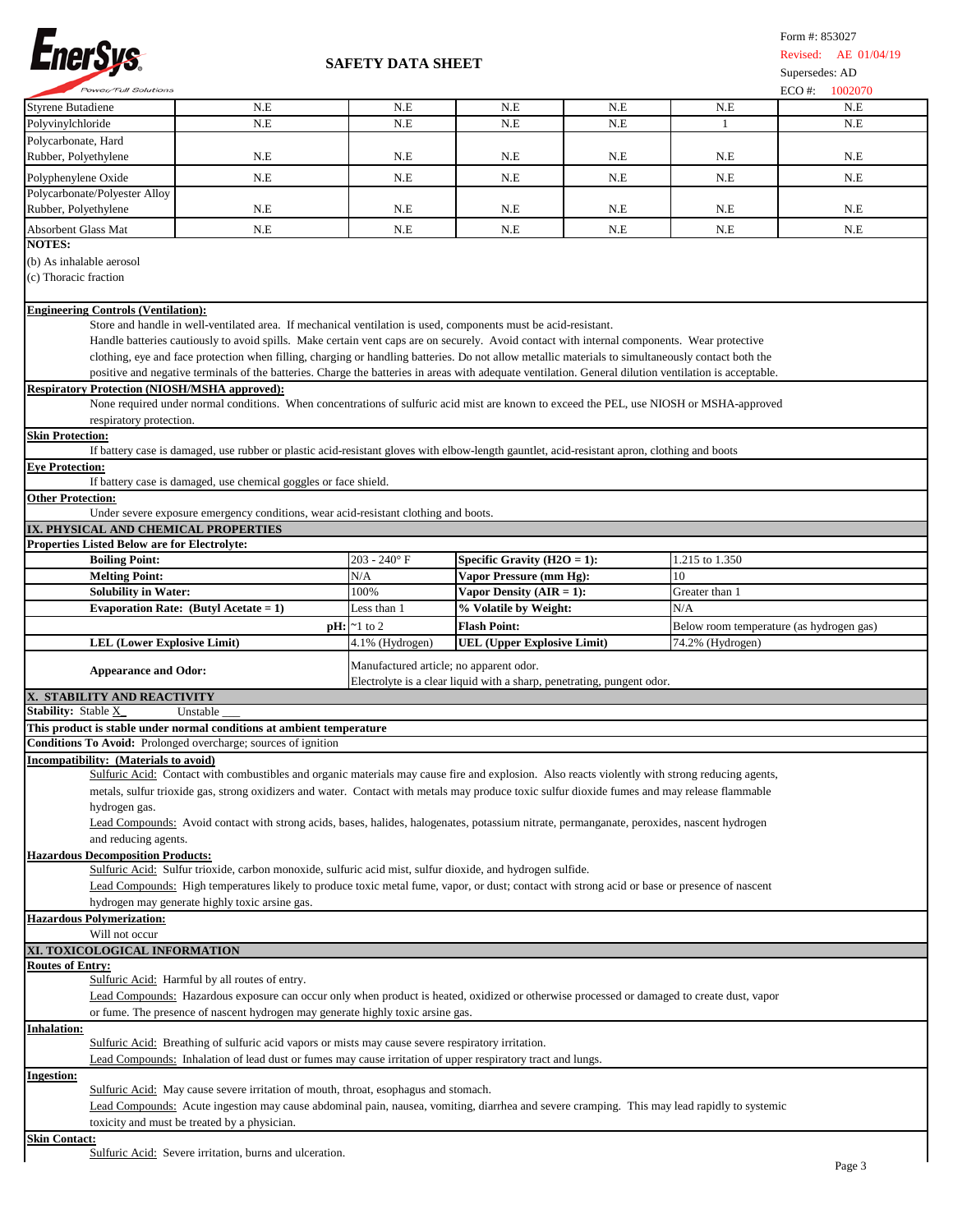| Styrene Butadiene | N.E | N.E | N.E | N.E | N.E | N.E |
|---|---|---|---|---|---|---|
| Polyvinylchloride | N.E | N.E | N.E | N.E | 1 | N.E |
| Polycarbonate, Hard Rubber, Polyethylene | N.E | N.E | N.E | N.E | N.E | N.E |
| Polyphenylene Oxide | N.E | N.E | N.E | N.E | N.E | N.E |
| Polycarbonate/Polyester Alloy Rubber, Polyethylene | N.E | N.E | N.E | N.E | N.E | N.E |
| Absorbent Glass Mat | N.E | N.E | N.E | N.E | N.E | N.E |

**NOTES:**

(b) As inhalable aerosol

(c) Thoracic fraction

**Engineering Controls (Ventilation):**

Store and handle in well-ventilated area. If mechanical ventilation is used, components must be acid-resistant. Handle batteries cautiously to avoid spills. Make certain vent caps are on securely. Avoid contact with internal components. Wear protective clothing, eye and face protection when filling, charging or handling batteries. Do not allow metallic materials to simultaneously contact both the positive and negative terminals of the batteries. Charge the batteries in areas with adequate ventilation. General dilution ventilation is acceptable.

**Respiratory Protection (NIOSH/MSHA approved):**

None required under normal conditions. When concentrations of sulfuric acid mist are known to exceed the PEL, use NIOSH or MSHA-approved respiratory protection.

**Skin Protection:**

If battery case is damaged, use rubber or plastic acid-resistant gloves with elbow-length gauntlet, acid-resistant apron, clothing and boots

**Eye Protection:**

If battery case is damaged, use chemical goggles or face shield.

**Other Protection:**

Under severe exposure emergency conditions, wear acid-resistant clothing and boots.

## IX. PHYSICAL AND CHEMICAL PROPERTIES

**Properties Listed Below are for Electrolyte:**

| Property | Value | Property | Value |
|---|---|---|---|
| **Boiling Point:** | 203 - 240° F | **Specific Gravity ($H_2O$ = 1):** | 1.215 to 1.350 |
| **Melting Point:** | N/A | **Vapor Pressure (mm Hg):** | 10 |
| **Solubility in Water:** | 100% | **Vapor Density (AIR = 1):** | Greater than 1 |
| **Evaporation Rate: (Butyl Acetate = 1)** | Less than 1 | **% Volatile by Weight:** | N/A |
| **pH:** | ~1 to 2 | **Flash Point:** | Below room temperature (as hydrogen gas) |
| **LEL (Lower Explosive Limit)** | 4.1% (Hydrogen) | **UEL (Upper Explosive Limit)** | 74.2% (Hydrogen) |
| **Appearance and Odor:** | Manufactured article; no apparent odor. Electrolyte is a clear liquid with a sharp, penetrating, pungent odor. | | |

## X. STABILITY AND REACTIVITY

**Stability:** Stable X Unstable ___

**This product is stable under normal conditions at ambient temperature**

**Conditions To Avoid:** Prolonged overcharge; sources of ignition

**Incompatibility: (Materials to avoid)**

Sulfuric Acid: Contact with combustibles and organic materials may cause fire and explosion. Also reacts violently with strong reducing agents, metals, sulfur trioxide gas, strong oxidizers and water. Contact with metals may produce toxic sulfur dioxide fumes and may release flammable hydrogen gas.

Lead Compounds: Avoid contact with strong acids, bases, halides, halogenates, potassium nitrate, permanganate, peroxides, nascent hydrogen and reducing agents.

**Hazardous Decomposition Products:**

Sulfuric Acid: Sulfur trioxide, carbon monoxide, sulfuric acid mist, sulfur dioxide, and hydrogen sulfide.

Lead Compounds: High temperatures likely to produce toxic metal fume, vapor, or dust; contact with strong acid or base or presence of nascent hydrogen may generate highly toxic arsine gas.

**Hazardous Polymerization:**

Will not occur

## XI. TOXICOLOGICAL INFORMATION

**Routes of Entry:**

Sulfuric Acid: Harmful by all routes of entry.

Lead Compounds: Hazardous exposure can occur only when product is heated, oxidized or otherwise processed or damaged to create dust, vapor or fume. The presence of nascent hydrogen may generate highly toxic arsine gas.

**Inhalation:**

Sulfuric Acid: Breathing of sulfuric acid vapors or mists may cause severe respiratory irritation.

Lead Compounds: Inhalation of lead dust or fumes may cause irritation of upper respiratory tract and lungs.

**Ingestion:**

Sulfuric Acid: May cause severe irritation of mouth, throat, esophagus and stomach.

Lead Compounds: Acute ingestion may cause abdominal pain, nausea, vomiting, diarrhea and severe cramping. This may lead rapidly to systemic toxicity and must be treated by a physician.

**Skin Contact:**

Sulfuric Acid: Severe irritation, burns and ulceration.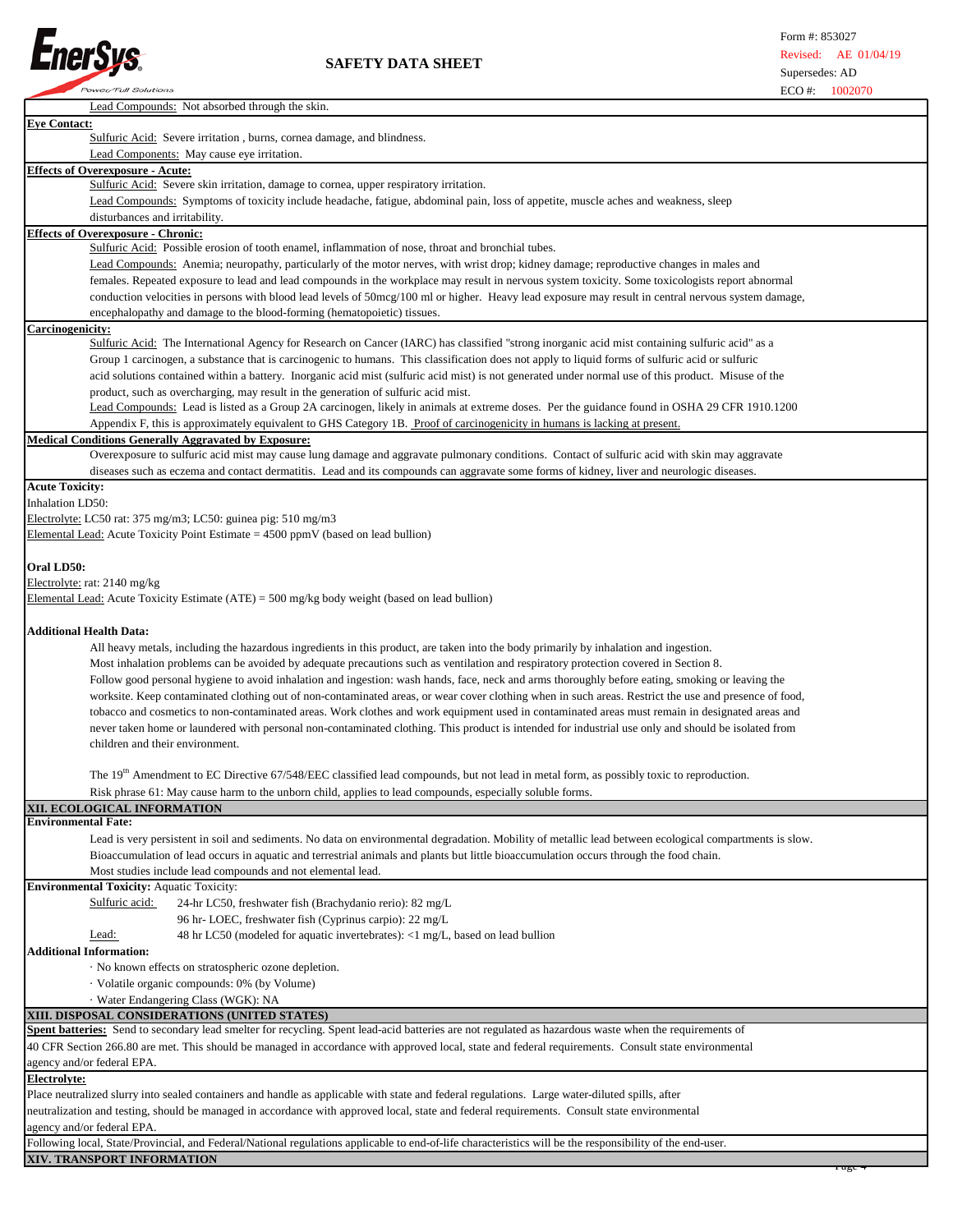Lead Compounds: Not absorbed through the skin.

**Eye Contact:**

Sulfuric Acid: Severe irritation , burns, cornea damage, and blindness.

Lead Components: May cause eye irritation.

**Effects of Overexposure - Acute:**

Sulfuric Acid: Severe skin irritation, damage to cornea, upper respiratory irritation.

Lead Compounds: Symptoms of toxicity include headache, fatigue, abdominal pain, loss of appetite, muscle aches and weakness, sleep disturbances and irritability.

**Effects of Overexposure - Chronic:**

Sulfuric Acid: Possible erosion of tooth enamel, inflammation of nose, throat and bronchial tubes.

Lead Compounds: Anemia; neuropathy, particularly of the motor nerves, with wrist drop; kidney damage; reproductive changes in males and females. Repeated exposure to lead and lead compounds in the workplace may result in nervous system toxicity. Some toxicologists report abnormal conduction velocities in persons with blood lead levels of 50mcg/100 ml or higher. Heavy lead exposure may result in central nervous system damage, encephalopathy and damage to the blood-forming (hematopoietic) tissues.

**Carcinogenicity:**

Sulfuric Acid: The International Agency for Research on Cancer (IARC) has classified "strong inorganic acid mist containing sulfuric acid" as a Group 1 carcinogen, a substance that is carcinogenic to humans. This classification does not apply to liquid forms of sulfuric acid or sulfuric acid solutions contained within a battery. Inorganic acid mist (sulfuric acid mist) is not generated under normal use of this product. Misuse of the product, such as overcharging, may result in the generation of sulfuric acid mist.

Lead Compounds: Lead is listed as a Group 2A carcinogen, likely in animals at extreme doses. Per the guidance found in OSHA 29 CFR 1910.1200 Appendix F, this is approximately equivalent to GHS Category 1B. Proof of carcinogenicity in humans is lacking at present.

**Medical Conditions Generally Aggravated by Exposure:**

Overexposure to sulfuric acid mist may cause lung damage and aggravate pulmonary conditions. Contact of sulfuric acid with skin may aggravate diseases such as eczema and contact dermatitis. Lead and its compounds can aggravate some forms of kidney, liver and neurologic diseases.

**Acute Toxicity:**

Inhalation LD50:

Electrolyte: LC50 rat: 375 mg/m3; LC50: guinea pig: 510 mg/m3

Elemental Lead: Acute Toxicity Point Estimate = 4500 ppmV (based on lead bullion)

**Oral LD50:**

Electrolyte: rat: 2140 mg/kg

Elemental Lead: Acute Toxicity Estimate (ATE) = 500 mg/kg body weight (based on lead bullion)

**Additional Health Data:**

All heavy metals, including the hazardous ingredients in this product, are taken into the body primarily by inhalation and ingestion.

Most inhalation problems can be avoided by adequate precautions such as ventilation and respiratory protection covered in Section 8.

Follow good personal hygiene to avoid inhalation and ingestion: wash hands, face, neck and arms thoroughly before eating, smoking or leaving the worksite. Keep contaminated clothing out of non-contaminated areas, or wear cover clothing when in such areas. Restrict the use and presence of food, tobacco and cosmetics to non-contaminated areas. Work clothes and work equipment used in contaminated areas must remain in designated areas and never taken home or laundered with personal non-contaminated clothing. This product is intended for industrial use only and should be isolated from children and their environment.

The 19th Amendment to EC Directive 67/548/EEC classified lead compounds, but not lead in metal form, as possibly toxic to reproduction.

Risk phrase 61: May cause harm to the unborn child, applies to lead compounds, especially soluble forms.

## XII. ECOLOGICAL INFORMATION

**Environmental Fate:**

Lead is very persistent in soil and sediments. No data on environmental degradation. Mobility of metallic lead between ecological compartments is slow.

Bioaccumulation of lead occurs in aquatic and terrestrial animals and plants but little bioaccumulation occurs through the food chain.

Most studies include lead compounds and not elemental lead.

**Environmental Toxicity:** Aquatic Toxicity:

Sulfuric acid: 24-hr LC50, freshwater fish (Brachydanio rerio): 82 mg/L

96 hr- LOEC, freshwater fish (Cyprinus carpio): 22 mg/L

Lead: 48 hr LC50 (modeled for aquatic invertebrates): <1 mg/L, based on lead bullion

**Additional Information:**

· No known effects on stratospheric ozone depletion.

· Volatile organic compounds: 0% (by Volume)

· Water Endangering Class (WGK): NA

## XIII. DISPOSAL CONSIDERATIONS (UNITED STATES)

**Spent batteries:** Send to secondary lead smelter for recycling. Spent lead-acid batteries are not regulated as hazardous waste when the requirements of 40 CFR Section 266.80 are met. This should be managed in accordance with approved local, state and federal requirements. Consult state environmental agency and/or federal EPA.

**Electrolyte:**

Place neutralized slurry into sealed containers and handle as applicable with state and federal regulations. Large water-diluted spills, after neutralization and testing, should be managed in accordance with approved local, state and federal requirements. Consult state environmental agency and/or federal EPA.

Following local, State/Provincial, and Federal/National regulations applicable to end-of-life characteristics will be the responsibility of the end-user.

## XIV. TRANSPORT INFORMATION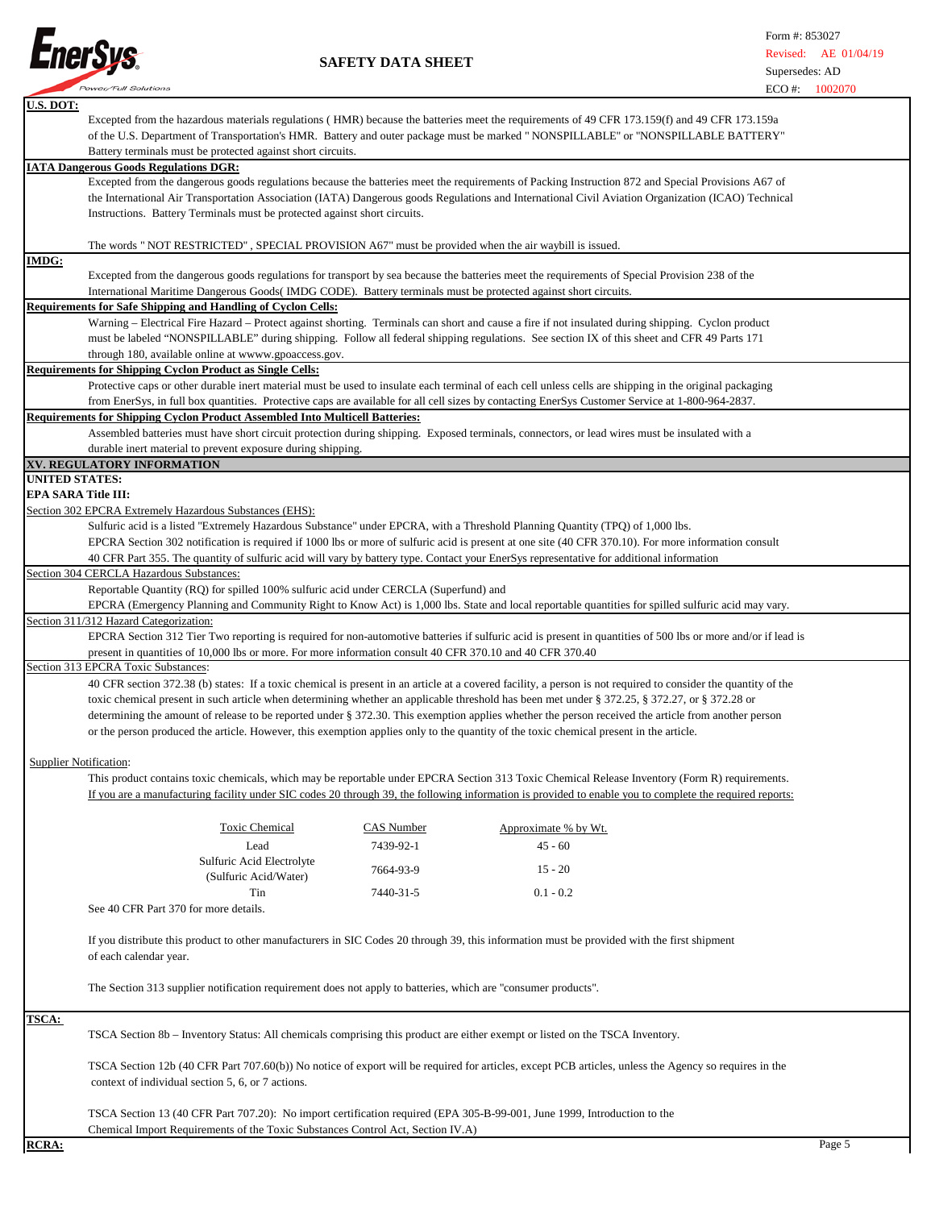**U.S. DOT:**

Excepted from the hazardous materials regulations ( HMR) because the batteries meet the requirements of 49 CFR 173.159(f) and 49 CFR 173.159a of the U.S. Department of Transportation's HMR. Battery and outer package must be marked " NONSPILLABLE" or "NONSPILLABLE BATTERY" Battery terminals must be protected against short circuits.

**IATA Dangerous Goods Regulations DGR:**

Excepted from the dangerous goods regulations because the batteries meet the requirements of Packing Instruction 872 and Special Provisions A67 of the International Air Transportation Association (IATA) Dangerous goods Regulations and International Civil Aviation Organization (ICAO) Technical Instructions. Battery Terminals must be protected against short circuits.

The words " NOT RESTRICTED" , SPECIAL PROVISION A67" must be provided when the air waybill is issued.

**IMDG:**

Excepted from the dangerous goods regulations for transport by sea because the batteries meet the requirements of Special Provision 238 of the International Maritime Dangerous Goods( IMDG CODE). Battery terminals must be protected against short circuits.

**Requirements for Safe Shipping and Handling of Cyclon Cells:**

Warning – Electrical Fire Hazard – Protect against shorting. Terminals can short and cause a fire if not insulated during shipping. Cyclon product must be labeled "NONSPILLABLE" during shipping. Follow all federal shipping regulations. See section IX of this sheet and CFR 49 Parts 171 through 180, available online at wwww.gpoaccess.gov.

**Requirements for Shipping Cyclon Product as Single Cells:**

Protective caps or other durable inert material must be used to insulate each terminal of each cell unless cells are shipping in the original packaging from EnerSys, in full box quantities. Protective caps are available for all cell sizes by contacting EnerSys Customer Service at 1-800-964-2837.

**Requirements for Shipping Cyclon Product Assembled Into Multicell Batteries:**

Assembled batteries must have short circuit protection during shipping. Exposed terminals, connectors, or lead wires must be insulated with a durable inert material to prevent exposure during shipping.

## XV. REGULATORY INFORMATION

**UNITED STATES:**

**EPA SARA Title III:**

Section 302 EPCRA Extremely Hazardous Substances (EHS):

Sulfuric acid is a listed "Extremely Hazardous Substance" under EPCRA, with a Threshold Planning Quantity (TPQ) of 1,000 lbs.
EPCRA Section 302 notification is required if 1000 lbs or more of sulfuric acid is present at one site (40 CFR 370.10). For more information consult 40 CFR Part 355. The quantity of sulfuric acid will vary by battery type. Contact your EnerSys representative for additional information

Section 304 CERCLA Hazardous Substances:

Reportable Quantity (RQ) for spilled 100% sulfuric acid under CERCLA (Superfund) and
EPCRA (Emergency Planning and Community Right to Know Act) is 1,000 lbs. State and local reportable quantities for spilled sulfuric acid may vary.

Section 311/312 Hazard Categorization:

EPCRA Section 312 Tier Two reporting is required for non-automotive batteries if sulfuric acid is present in quantities of 500 lbs or more and/or if lead is present in quantities of 10,000 lbs or more. For more information consult 40 CFR 370.10 and 40 CFR 370.40

Section 313 EPCRA Toxic Substances:

40 CFR section 372.38 (b) states: If a toxic chemical is present in an article at a covered facility, a person is not required to consider the quantity of the toxic chemical present in such article when determining whether an applicable threshold has been met under § 372.25, § 372.27, or § 372.28 or determining the amount of release to be reported under § 372.30. This exemption applies whether the person received the article from another person or the person produced the article. However, this exemption applies only to the quantity of the toxic chemical present in the article.

Supplier Notification:

This product contains toxic chemicals, which may be reportable under EPCRA Section 313 Toxic Chemical Release Inventory (Form R) requirements.
If you are a manufacturing facility under SIC codes 20 through 39, the following information is provided to enable you to complete the required reports:

| Toxic Chemical | CAS Number | Approximate % by Wt. |
|---|---|---|
| Lead | 7439-92-1 | 45 - 60 |
| Sulfuric Acid Electrolyte (Sulfuric Acid/Water) | 7664-93-9 | 15 - 20 |
| Tin | 7440-31-5 | 0.1 - 0.2 |

See 40 CFR Part 370 for more details.

If you distribute this product to other manufacturers in SIC Codes 20 through 39, this information must be provided with the first shipment of each calendar year.

The Section 313 supplier notification requirement does not apply to batteries, which are "consumer products".

**TSCA:**

TSCA Section 8b – Inventory Status: All chemicals comprising this product are either exempt or listed on the TSCA Inventory.

TSCA Section 12b (40 CFR Part 707.60(b)) No notice of export will be required for articles, except PCB articles, unless the Agency so requires in the context of individual section 5, 6, or 7 actions.

TSCA Section 13 (40 CFR Part 707.20): No import certification required (EPA 305-B-99-001, June 1999, Introduction to the Chemical Import Requirements of the Toxic Substances Control Act, Section IV.A)

**RCRA:**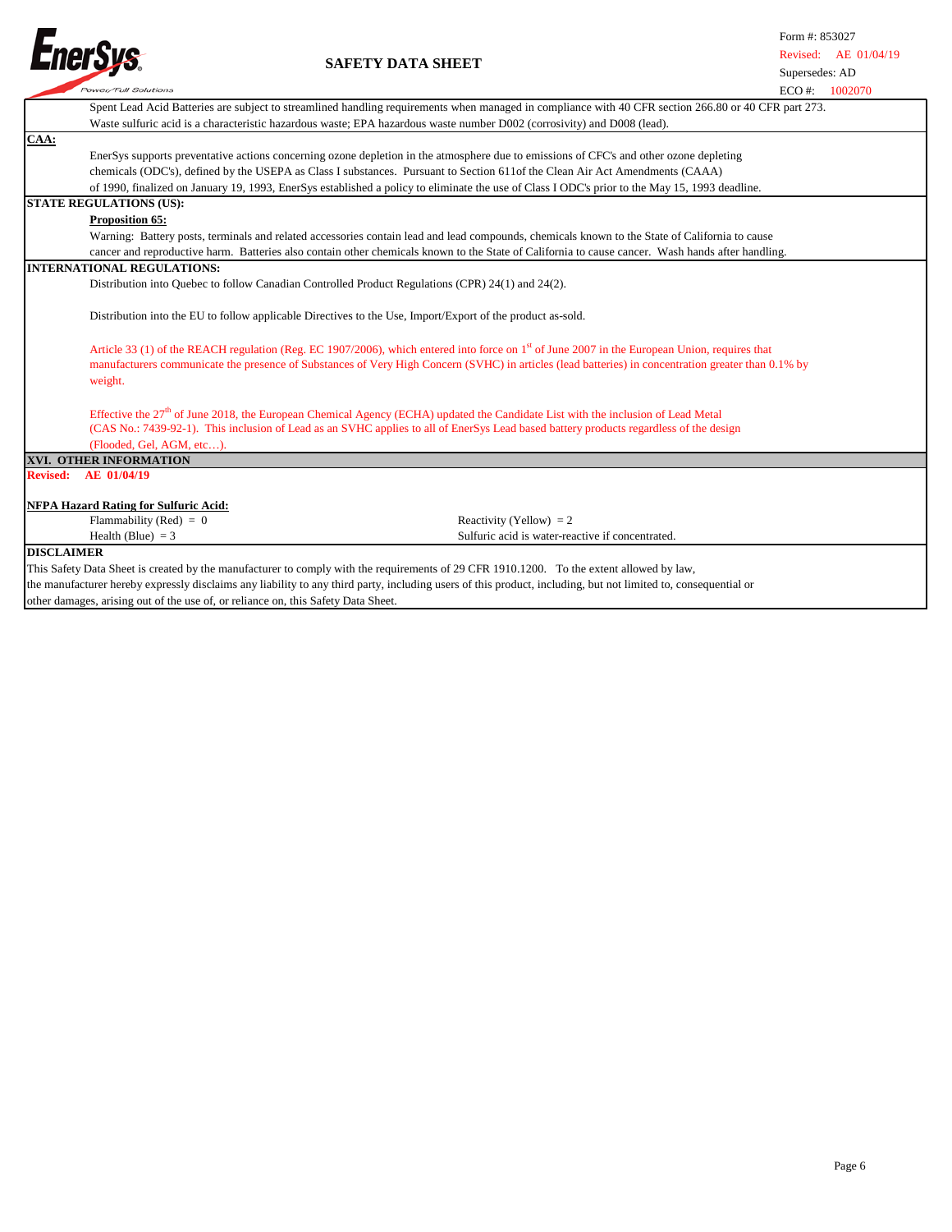Spent Lead Acid Batteries are subject to streamlined handling requirements when managed in compliance with 40 CFR section 266.80 or 40 CFR part 273.
Waste sulfuric acid is a characteristic hazardous waste; EPA hazardous waste number D002 (corrosivity) and D008 (lead).

**CAA:**

EnerSys supports preventative actions concerning ozone depletion in the atmosphere due to emissions of CFC's and other ozone depleting chemicals (ODC's), defined by the USEPA as Class I substances. Pursuant to Section 611of the Clean Air Act Amendments (CAAA) of 1990, finalized on January 19, 1993, EnerSys established a policy to eliminate the use of Class I ODC's prior to the May 15, 1993 deadline.

**STATE REGULATIONS (US):**

**Proposition 65:**

Warning: Battery posts, terminals and related accessories contain lead and lead compounds, chemicals known to the State of California to cause cancer and reproductive harm. Batteries also contain other chemicals known to the State of California to cause cancer. Wash hands after handling.

**INTERNATIONAL REGULATIONS:**

Distribution into Quebec to follow Canadian Controlled Product Regulations (CPR) 24(1) and 24(2).

Distribution into the EU to follow applicable Directives to the Use, Import/Export of the product as-sold.

Article 33 (1) of the REACH regulation (Reg. EC 1907/2006), which entered into force on 1st of June 2007 in the European Union, requires that manufacturers communicate the presence of Substances of Very High Concern (SVHC) in articles (lead batteries) in concentration greater than 0.1% by weight.

Effective the 27th of June 2018, the European Chemical Agency (ECHA) updated the Candidate List with the inclusion of Lead Metal (CAS No.: 7439-92-1). This inclusion of Lead as an SVHC applies to all of EnerSys Lead based battery products regardless of the design (Flooded, Gel, AGM, etc…).

## XVI. OTHER INFORMATION

**Revised: AE 01/04/19**

**NFPA Hazard Rating for Sulfuric Acid:**

| | |
|---|---|
| Flammability (Red) = 0 | Reactivity (Yellow) = 2 |
| Health (Blue) = 3 | Sulfuric acid is water-reactive if concentrated. |

**DISCLAIMER**

This Safety Data Sheet is created by the manufacturer to comply with the requirements of 29 CFR 1910.1200. To the extent allowed by law, the manufacturer hereby expressly disclaims any liability to any third party, including users of this product, including, but not limited to, consequential or other damages, arising out of the use of, or reliance on, this Safety Data Sheet.